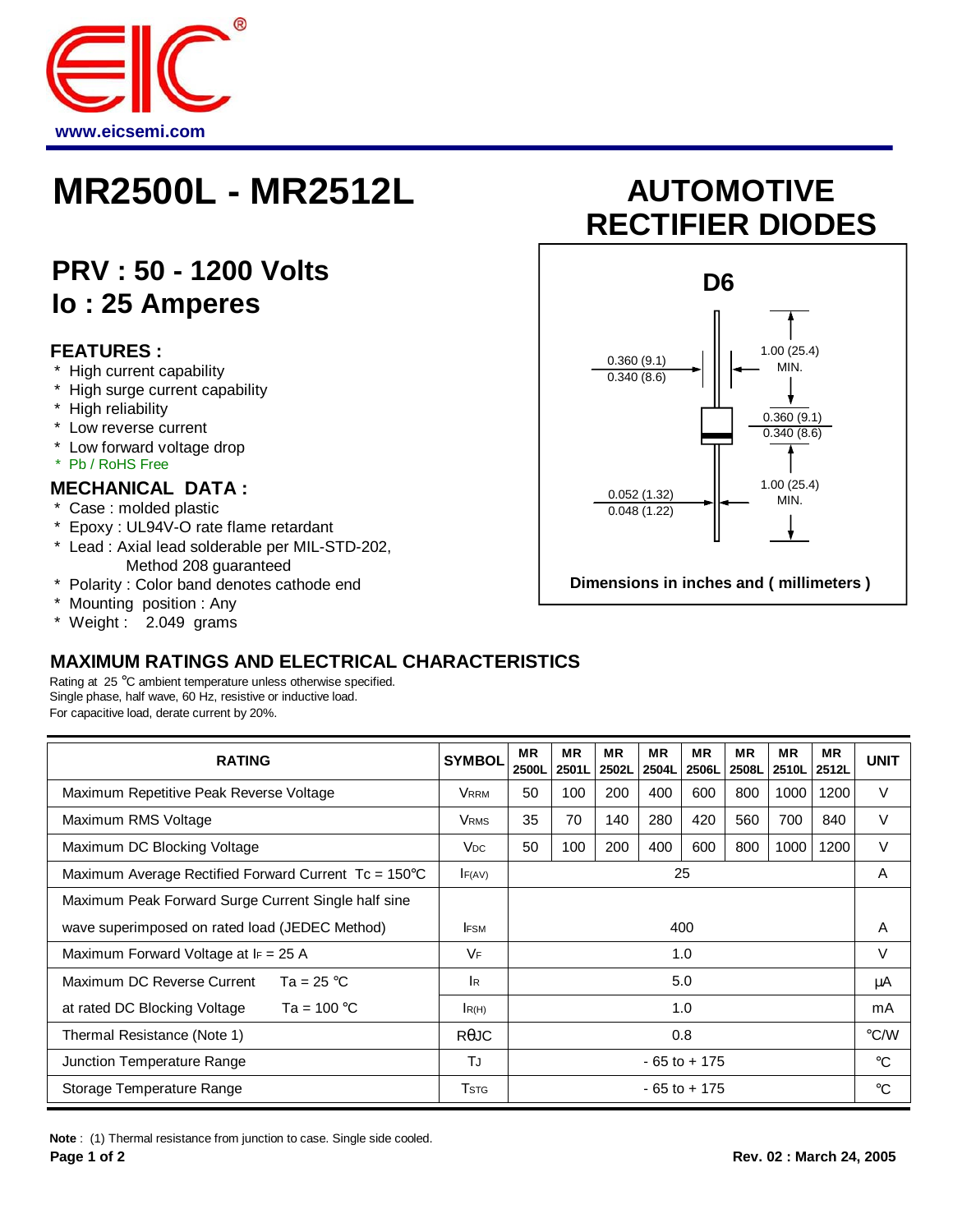www.eicsemi.com

# MR2500L - MR2512L

## AUTOMOTIVE RECTIFIER DIODES

## PRV : 50 - 1200 Volts
## Io : 25 Amperes

### FEATURES :

* High current capability
* High surge current capability
* High reliability
* Low reverse current
* Low forward voltage drop
* Pb / RoHS Free

### MECHANICAL DATA :

* Case : molded plastic
* Epoxy : UL94V-O rate flame retardant
* Lead : Axial lead solderable per MIL-STD-202, Method 208 guaranteed
* Polarity : Color band denotes cathode end
* Mounting position : Any
* Weight : 2.049 grams

**D6**

0.360 (9.1)
0.340 (8.6)

1.00 (25.4) MIN.

0.360 (9.1)
0.340 (8.6)

0.052 (1.32)
0.048 (1.22)

1.00 (25.4) MIN.

Dimensions in inches and ( millimeters )

### MAXIMUM RATINGS AND ELECTRICAL CHARACTERISTICS

Rating at 25 °C ambient temperature unless otherwise specified.
Single phase, half wave, 60 Hz, resistive or inductive load.
For capacitive load, derate current by 20%.

| RATING | SYMBOL | MR 2500L | MR 2501L | MR 2502L | MR 2504L | MR 2506L | MR 2508L | MR 2510L | MR 2512L | UNIT |
|---|---|---|---|---|---|---|---|---|---|---|
| Maximum Repetitive Peak Reverse Voltage | $V_{RRM}$ | 50 | 100 | 200 | 400 | 600 | 800 | 1000 | 1200 | V |
| Maximum RMS Voltage | $V_{RMS}$ | 35 | 70 | 140 | 280 | 420 | 560 | 700 | 840 | V |
| Maximum DC Blocking Voltage | $V_{DC}$ | 50 | 100 | 200 | 400 | 600 | 800 | 1000 | 1200 | V |
| Maximum Average Rectified Forward Current Tc = 150°C | $I_{F(AV)}$ | 25 | | | | | | | | A |
| Maximum Peak Forward Surge Current Single half sine wave superimposed on rated load (JEDEC Method) | $I_{FSM}$ | 400 | | | | | | | | A |
| Maximum Forward Voltage at $I_F$ = 25 A | $V_F$ | 1.0 | | | | | | | | V |
| Maximum DC Reverse Current Ta = 25 °C | $I_R$ | 5.0 | | | | | | | | μA |
| at rated DC Blocking Voltage Ta = 100 °C | $I_{R(H)}$ | 1.0 | | | | | | | | mA |
| Thermal Resistance (Note 1) | $R_{\theta JC}$ | 0.8 | | | | | | | | °C/W |
| Junction Temperature Range | $T_J$ | - 65 to + 175 | | | | | | | | °C |
| Storage Temperature Range | $T_{STG}$ | - 65 to + 175 | | | | | | | | °C |

**Note** : (1) Thermal resistance from junction to case. Single side cooled.

**Rev. 02 : March 24, 2005**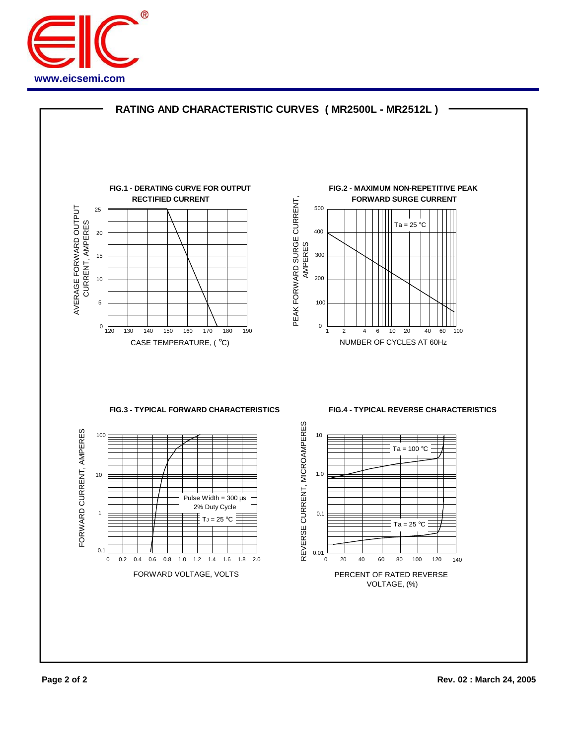## RATING AND CHARACTERISTIC CURVES ( MR2500L - MR2512L )

**FIG.1 - DERATING CURVE FOR OUTPUT RECTIFIED CURRENT**

AVERAGE FORWARD OUTPUT CURRENT, AMPERES

25
20
15
10
5
0

120 130 140 150 160 170 180 190

CASE TEMPERATURE, ( °C)

**FIG.2 - MAXIMUM NON-REPETITIVE PEAK FORWARD SURGE CURRENT**

PEAK FORWARD SURGE CURRENT, AMPERES

Ta = 25 °C

500
400
300
200
100
0

1 2 4 6 10 20 40 60 100

NUMBER OF CYCLES AT 60Hz

**FIG.3 - TYPICAL FORWARD CHARACTERISTICS**

FORWARD CURRENT, AMPERES

Pulse Width = 300 µs
2% Duty Cycle
$T_J$ = 25 °C

100
10
1
0.1

0 0.2 0.4 0.6 0.8 1.0 1.2 1.4 1.6 1.8 2.0

FORWARD VOLTAGE, VOLTS

**FIG.4 - TYPICAL REVERSE CHARACTERISTICS**

REVERSE CURRENT, MICROAMPERES

Ta = 100 °C

Ta = 25 °C

10
1.0
0.1
0.01

0 20 40 60 80 100 120 140

PERCENT OF RATED REVERSE VOLTAGE, (%)